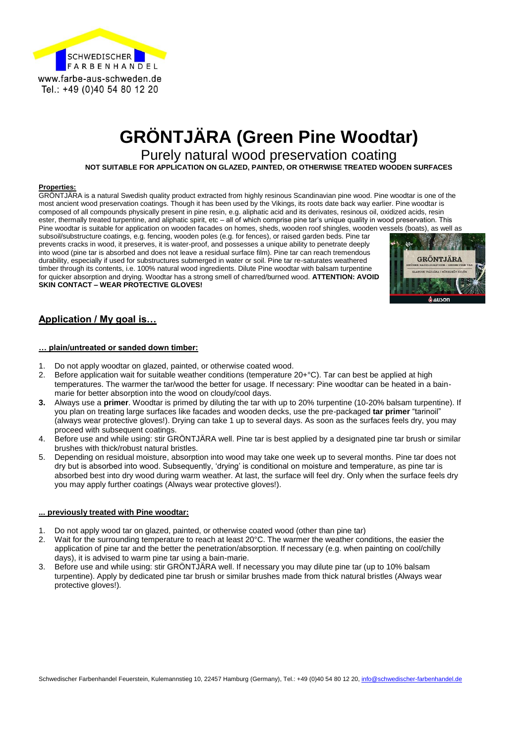SCHWEDISCHER FARBENHANDEL
www.farbe-aus-schweden.de
Tel.: +49 (0)40 54 80 12 20

# GRÖNTJÄRA (Green Pine Woodtar)

## Purely natural wood preservation coating

**NOT SUITABLE FOR APPLICATION ON GLAZED, PAINTED, OR OTHERWISE TREATED WOODEN SURFACES**

**Properties:**

GRÖNTJÄRA is a natural Swedish quality product extracted from highly resinous Scandinavian pine wood. Pine woodtar is one of the most ancient wood preservation coatings. Though it has been used by the Vikings, its roots date back way earlier. Pine woodtar is composed of all compounds physically present in pine resin, e.g. aliphatic acid and its derivates, resinous oil, oxidized acids, resin ester, thermally treated turpentine, and aliphatic spirit, etc – all of which comprise pine tar's unique quality in wood preservation. This Pine woodtar is suitable for application on wooden facades on homes, sheds, wooden roof shingles, wooden vessels (boats), as well as subsoil/substructure coatings, e.g. fencing, wooden poles (e.g. for fences), or raised garden beds. Pine tar prevents cracks in wood, it preserves, it is water-proof, and possesses a unique ability to penetrate deeply into wood (pine tar is absorbed and does not leave a residual surface film). Pine tar can reach tremendous durability, especially if used for substructures submerged in water or soil. Pine tar re-saturates weathered timber through its contents, i.e. 100% natural wood ingredients. Dilute Pine woodtar with balsam turpentine for quicker absorption and drying. Woodtar has a strong smell of charred/burned wood. **ATTENTION: AVOID SKIN CONTACT – WEAR PROTECTIVE GLOVES!**

## Application / My goal is…

**… plain/untreated or sanded down timber:**

1. Do not apply woodtar on glazed, painted, or otherwise coated wood.
2. Before application wait for suitable weather conditions (temperature 20+°C). Tar can best be applied at high temperatures. The warmer the tar/wood the better for usage. If necessary: Pine woodtar can be heated in a bain-marie for better absorption into the wood on cloudy/cool days.
3. Always use a **primer**. Woodtar is primed by diluting the tar with up to 20% turpentine (10-20% balsam turpentine). If you plan on treating large surfaces like facades and wooden decks, use the pre-packaged **tar primer** "tarinoil" (always wear protective gloves!). Drying can take 1 up to several days. As soon as the surfaces feels dry, you may proceed with subsequent coatings.
4. Before use and while using: stir GRÖNTJÄRA well. Pine tar is best applied by a designated pine tar brush or similar brushes with thick/robust natural bristles.
5. Depending on residual moisture, absorption into wood may take one week up to several months. Pine tar does not dry but is absorbed into wood. Subsequently, 'drying' is conditional on moisture and temperature, as pine tar is absorbed best into dry wood during warm weather. At last, the surface will feel dry. Only when the surface feels dry you may apply further coatings (Always wear protective gloves!).

**... previously treated with Pine woodtar:**

1. Do not apply wood tar on glazed, painted, or otherwise coated wood (other than pine tar)
2. Wait for the surrounding temperature to reach at least 20°C. The warmer the weather conditions, the easier the application of pine tar and the better the penetration/absorption. If necessary (e.g. when painting on cool/chilly days), it is advised to warm pine tar using a bain-marie.
3. Before use and while using: stir GRÖNTJÄRA well. If necessary you may dilute pine tar (up to 10% balsam turpentine). Apply by dedicated pine tar brush or similar brushes made from thick natural bristles (Always wear protective gloves!).

Schwedischer Farbenhandel Feuerstein, Kulemannstieg 10, 22457 Hamburg (Germany), Tel.: +49 (0)40 54 80 12 20, info@schwedischer-farbenhandel.de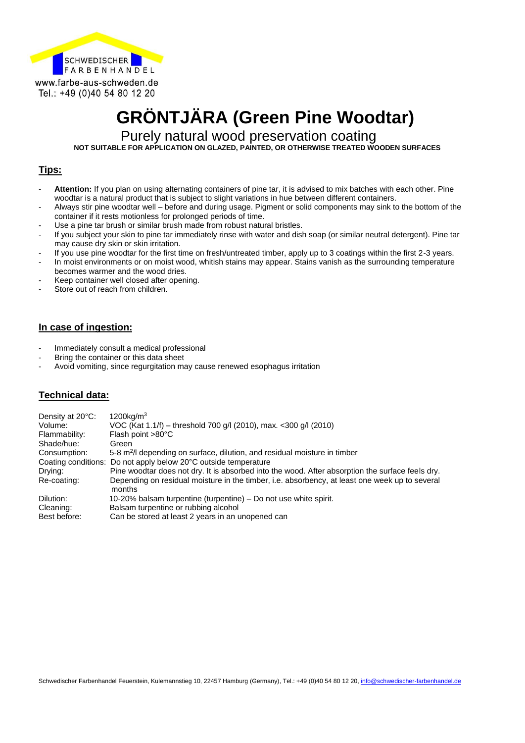SCHWEDISCHER FARBENHANDEL
www.farbe-aus-schweden.de
Tel.: +49 (0)40 54 80 12 20

# GRÖNTJÄRA (Green Pine Woodtar)

## Purely natural wood preservation coating

**NOT SUITABLE FOR APPLICATION ON GLAZED, PAINTED, OR OTHERWISE TREATED WOODEN SURFACES**

## Tips:

- **Attention:** If you plan on using alternating containers of pine tar, it is advised to mix batches with each other. Pine woodtar is a natural product that is subject to slight variations in hue between different containers.
- Always stir pine woodtar well – before and during usage. Pigment or solid components may sink to the bottom of the container if it rests motionless for prolonged periods of time.
- Use a pine tar brush or similar brush made from robust natural bristles.
- If you subject your skin to pine tar immediately rinse with water and dish soap (or similar neutral detergent). Pine tar may cause dry skin or skin irritation.
- If you use pine woodtar for the first time on fresh/untreated timber, apply up to 3 coatings within the first 2-3 years.
- In moist environments or on moist wood, whitish stains may appear. Stains vanish as the surrounding temperature becomes warmer and the wood dries.
- Keep container well closed after opening.
- Store out of reach from children.

## In case of ingestion:

- Immediately consult a medical professional
- Bring the container or this data sheet
- Avoid vomiting, since regurgitation may cause renewed esophagus irritation

## Technical data:

| | |
|---|---|
| Density at 20°C: | 1200kg/m$^3$ |
| Volume: | VOC (Kat 1.1/f) – threshold 700 g/l (2010), max. <300 g/l (2010) |
| Flammability: | Flash point >80°C |
| Shade/hue: | Green |
| Consumption: | 5-8 m$^2$/l depending on surface, dilution, and residual moisture in timber |
| Coating conditions: | Do not apply below 20°C outside temperature |
| Drying: | Pine woodtar does not dry. It is absorbed into the wood. After absorption the surface feels dry. |
| Re-coating: | Depending on residual moisture in the timber, i.e. absorbency, at least one week up to several months |
| Dilution: | 10-20% balsam turpentine (turpentine) – Do not use white spirit. |
| Cleaning: | Balsam turpentine or rubbing alcohol |
| Best before: | Can be stored at least 2 years in an unopened can |

Schwedischer Farbenhandel Feuerstein, Kulemannstieg 10, 22457 Hamburg (Germany), Tel.: +49 (0)40 54 80 12 20, info@schwedischer-farbenhandel.de